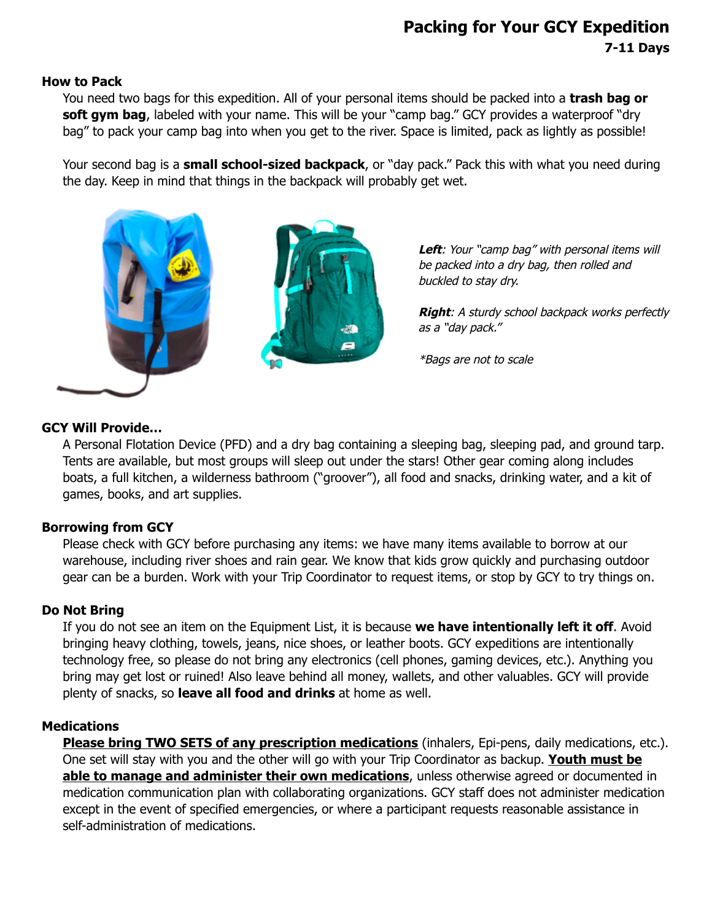# Packing for Your GCY Expedition

### 7-11 Days

**How to Pack**

You need two bags for this expedition. All of your personal items should be packed into a **trash bag or soft gym bag**, labeled with your name. This will be your "camp bag." GCY provides a waterproof "dry bag" to pack your camp bag into when you get to the river. Space is limited, pack as lightly as possible!

Your second bag is a **small school-sized backpack**, or "day pack." Pack this with what you need during the day. Keep in mind that things in the backpack will probably get wet.

***Left**: Your "camp bag" with personal items will be packed into a dry bag, then rolled and buckled to stay dry.*

***Right**: A sturdy school backpack works perfectly as a "day pack."*

**Bags are not to scale*

**GCY Will Provide…**

A Personal Flotation Device (PFD) and a dry bag containing a sleeping bag, sleeping pad, and ground tarp. Tents are available, but most groups will sleep out under the stars! Other gear coming along includes boats, a full kitchen, a wilderness bathroom ("groover"), all food and snacks, drinking water, and a kit of games, books, and art supplies.

**Borrowing from GCY**

Please check with GCY before purchasing any items: we have many items available to borrow at our warehouse, including river shoes and rain gear. We know that kids grow quickly and purchasing outdoor gear can be a burden. Work with your Trip Coordinator to request items, or stop by GCY to try things on.

**Do Not Bring**

If you do not see an item on the Equipment List, it is because **we have intentionally left it off**. Avoid bringing heavy clothing, towels, jeans, nice shoes, or leather boots. GCY expeditions are intentionally technology free, so please do not bring any electronics (cell phones, gaming devices, etc.). Anything you bring may get lost or ruined! Also leave behind all money, wallets, and other valuables. GCY will provide plenty of snacks, so **leave all food and drinks** at home as well.

**Medications**

**Please bring TWO SETS of any prescription medications** (inhalers, Epi-pens, daily medications, etc.). One set will stay with you and the other will go with your Trip Coordinator as backup. **Youth must be able to manage and administer their own medications**, unless otherwise agreed or documented in medication communication plan with collaborating organizations. GCY staff does not administer medication except in the event of specified emergencies, or where a participant requests reasonable assistance in self-administration of medications.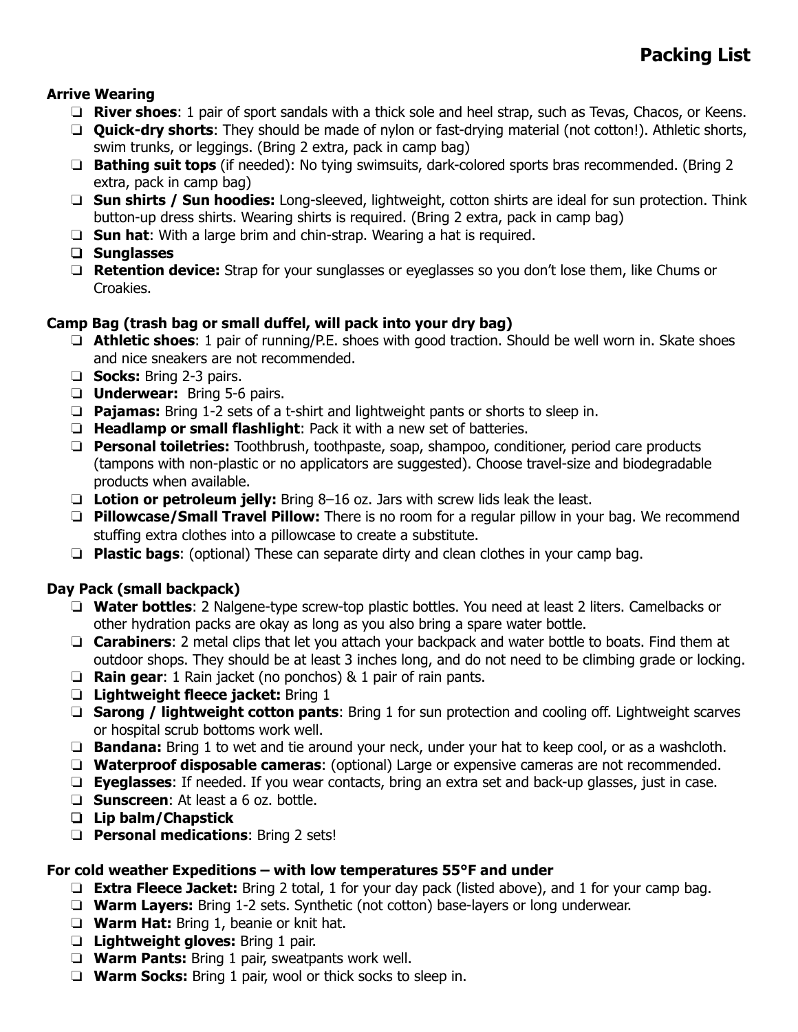# Packing List

### Arrive Wearing

- [ ] **River shoes**: 1 pair of sport sandals with a thick sole and heel strap, such as Tevas, Chacos, or Keens.
- [ ] **Quick-dry shorts**: They should be made of nylon or fast-drying material (not cotton!). Athletic shorts, swim trunks, or leggings. (Bring 2 extra, pack in camp bag)
- [ ] **Bathing suit tops** (if needed): No tying swimsuits, dark-colored sports bras recommended. (Bring 2 extra, pack in camp bag)
- [ ] **Sun shirts / Sun hoodies:** Long-sleeved, lightweight, cotton shirts are ideal for sun protection. Think button-up dress shirts. Wearing shirts is required. (Bring 2 extra, pack in camp bag)
- [ ] **Sun hat**: With a large brim and chin-strap. Wearing a hat is required.
- [ ] **Sunglasses**
- [ ] **Retention device:** Strap for your sunglasses or eyeglasses so you don't lose them, like Chums or Croakies.

### Camp Bag (trash bag or small duffel, will pack into your dry bag)

- [ ] **Athletic shoes**: 1 pair of running/P.E. shoes with good traction. Should be well worn in. Skate shoes and nice sneakers are not recommended.
- [ ] **Socks:** Bring 2-3 pairs.
- [ ] **Underwear:** Bring 5-6 pairs.
- [ ] **Pajamas:** Bring 1-2 sets of a t-shirt and lightweight pants or shorts to sleep in.
- [ ] **Headlamp or small flashlight**: Pack it with a new set of batteries.
- [ ] **Personal toiletries:** Toothbrush, toothpaste, soap, shampoo, conditioner, period care products (tampons with non-plastic or no applicators are suggested). Choose travel-size and biodegradable products when available.
- [ ] **Lotion or petroleum jelly:** Bring 8–16 oz. Jars with screw lids leak the least.
- [ ] **Pillowcase/Small Travel Pillow:** There is no room for a regular pillow in your bag. We recommend stuffing extra clothes into a pillowcase to create a substitute.
- [ ] **Plastic bags**: (optional) These can separate dirty and clean clothes in your camp bag.

### Day Pack (small backpack)

- [ ] **Water bottles**: 2 Nalgene-type screw-top plastic bottles. You need at least 2 liters. Camelbacks or other hydration packs are okay as long as you also bring a spare water bottle.
- [ ] **Carabiners**: 2 metal clips that let you attach your backpack and water bottle to boats. Find them at outdoor shops. They should be at least 3 inches long, and do not need to be climbing grade or locking.
- [ ] **Rain gear**: 1 Rain jacket (no ponchos) & 1 pair of rain pants.
- [ ] **Lightweight fleece jacket:** Bring 1
- [ ] **Sarong / lightweight cotton pants**: Bring 1 for sun protection and cooling off. Lightweight scarves or hospital scrub bottoms work well.
- [ ] **Bandana:** Bring 1 to wet and tie around your neck, under your hat to keep cool, or as a washcloth.
- [ ] **Waterproof disposable cameras**: (optional) Large or expensive cameras are not recommended.
- [ ] **Eyeglasses**: If needed. If you wear contacts, bring an extra set and back-up glasses, just in case.
- [ ] **Sunscreen**: At least a 6 oz. bottle.
- [ ] **Lip balm/Chapstick**
- [ ] **Personal medications**: Bring 2 sets!

### For cold weather Expeditions – with low temperatures 55°F and under

- [ ] **Extra Fleece Jacket:** Bring 2 total, 1 for your day pack (listed above), and 1 for your camp bag.
- [ ] **Warm Layers:** Bring 1-2 sets. Synthetic (not cotton) base-layers or long underwear.
- [ ] **Warm Hat:** Bring 1, beanie or knit hat.
- [ ] **Lightweight gloves:** Bring 1 pair.
- [ ] **Warm Pants:** Bring 1 pair, sweatpants work well.
- [ ] **Warm Socks:** Bring 1 pair, wool or thick socks to sleep in.